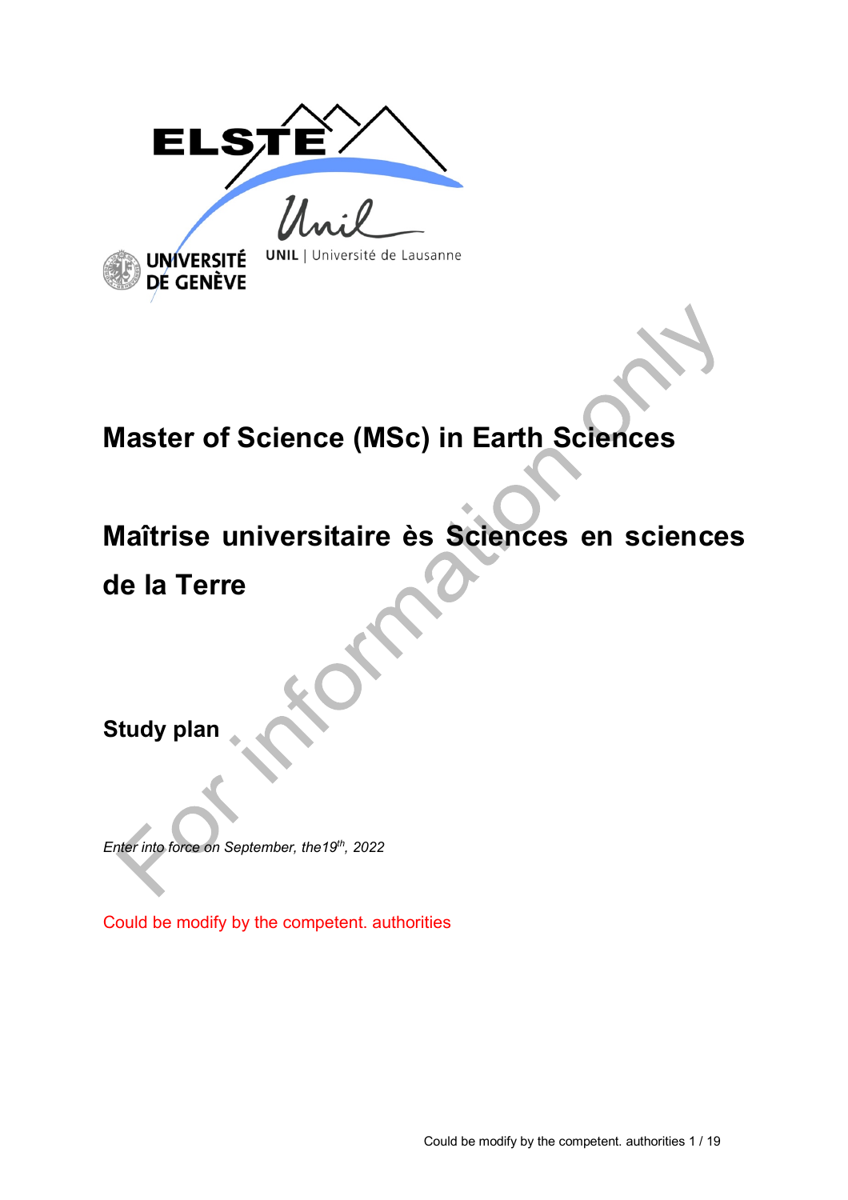ELSTE

Unil

UNIVERSITÉ DE GENÈVE

UNIL | Université de Lausanne

# Master of Science (MSc) in Earth Sciences

# Maîtrise universitaire ès Sciences en sciences de la Terre

## Study plan

*Enter into force on September, the19th, 2022*

Could be modify by the competent. authorities

For information only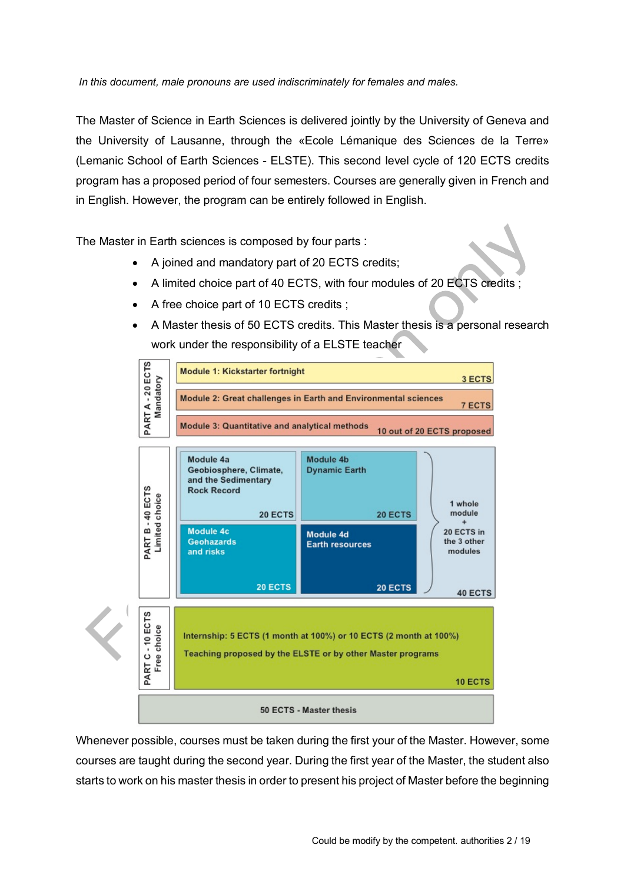*In this document, male pronouns are used indiscriminately for females and males.*

The Master of Science in Earth Sciences is delivered jointly by the University of Geneva and the University of Lausanne, through the «Ecole Lémanique des Sciences de la Terre» (Lemanic School of Earth Sciences - ELSTE). This second level cycle of 120 ECTS credits program has a proposed period of four semesters. Courses are generally given in French and in English. However, the program can be entirely followed in English.

The Master in Earth sciences is composed by four parts :

- A joined and mandatory part of 20 ECTS credits;
- A limited choice part of 40 ECTS, with four modules of 20 ECTS credits ;
- A free choice part of 10 ECTS credits ;
- A Master thesis of 50 ECTS credits. This Master thesis is a personal research work under the responsibility of a ELSTE teacher

PART A - 20 ECTS Mandatory

Module 1: Kickstarter fortnight 3 ECTS

Module 2: Great challenges in Earth and Environmental sciences 7 ECTS

Module 3: Quantitative and analytical methods 10 out of 20 ECTS proposed

PART B - 40 ECTS Limited choice

Module 4a Geobiosphere, Climate, and the Sedimentary Rock Record 20 ECTS

Module 4b Dynamic Earth 20 ECTS

Module 4c Geohazards and risks 20 ECTS

Module 4d Earth resources 20 ECTS

1 whole module + 20 ECTS in the 3 other modules

40 ECTS

PART C - 10 ECTS Free choice

Internship: 5 ECTS (1 month at 100%) or 10 ECTS (2 month at 100%)

Teaching proposed by the ELSTE or by other Master programs

10 ECTS

50 ECTS - Master thesis

Whenever possible, courses must be taken during the first your of the Master. However, some courses are taught during the second year. During the first year of the Master, the student also starts to work on his master thesis in order to present his project of Master before the beginning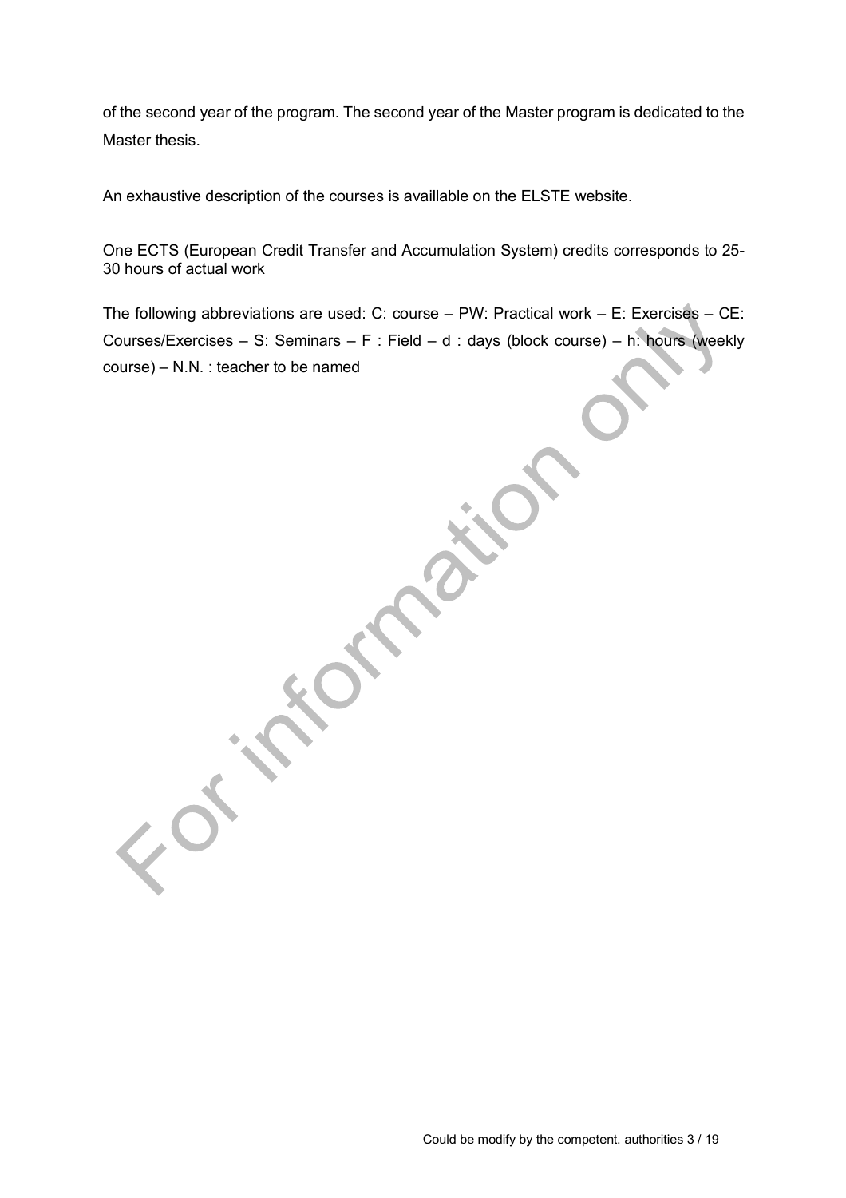of the second year of the program. The second year of the Master program is dedicated to the Master thesis.

An exhaustive description of the courses is availlable on the ELSTE website.

One ECTS (European Credit Transfer and Accumulation System) credits corresponds to 25-30 hours of actual work

The following abbreviations are used: C: course – PW: Practical work – E: Exercises – CE: Courses/Exercises – S: Seminars – F : Field – d : days (block course) – h: hours (weekly course) – N.N. : teacher to be named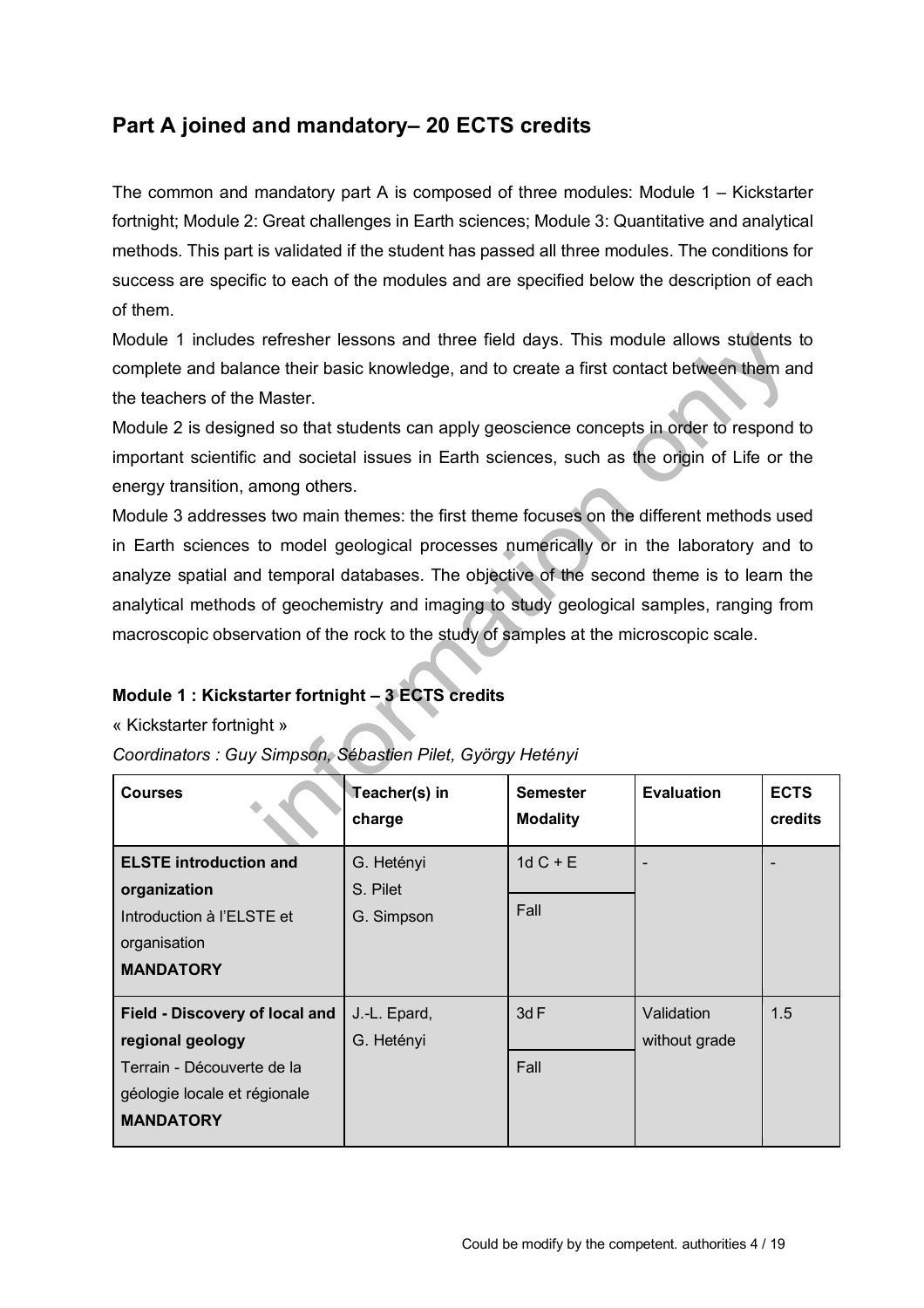## Part A joined and mandatory– 20 ECTS credits

The common and mandatory part A is composed of three modules: Module 1 – Kickstarter fortnight; Module 2: Great challenges in Earth sciences; Module 3: Quantitative and analytical methods. This part is validated if the student has passed all three modules. The conditions for success are specific to each of the modules and are specified below the description of each of them.

Module 1 includes refresher lessons and three field days. This module allows students to complete and balance their basic knowledge, and to create a first contact between them and the teachers of the Master.

Module 2 is designed so that students can apply geoscience concepts in order to respond to important scientific and societal issues in Earth sciences, such as the origin of Life or the energy transition, among others.

Module 3 addresses two main themes: the first theme focuses on the different methods used in Earth sciences to model geological processes numerically or in the laboratory and to analyze spatial and temporal databases. The objective of the second theme is to learn the analytical methods of geochemistry and imaging to study geological samples, ranging from macroscopic observation of the rock to the study of samples at the microscopic scale.

### Module 1 : Kickstarter fortnight – 3 ECTS credits

« Kickstarter fortnight »

*Coordinators : Guy Simpson, Sébastien Pilet, György Hetényi*

| Courses | Teacher(s) in charge | Semester Modality | Evaluation | ECTS credits |
|---|---|---|---|---|
| **ELSTE introduction and organization** Introduction à l'ELSTE et organisation **MANDATORY** | G. Hetényi S. Pilet G. Simpson | 1d C + E Fall | - | - |
| **Field - Discovery of local and regional geology** Terrain - Découverte de la géologie locale et régionale **MANDATORY** | J.-L. Epard, G. Hetényi | 3d F Fall | Validation without grade | 1.5 |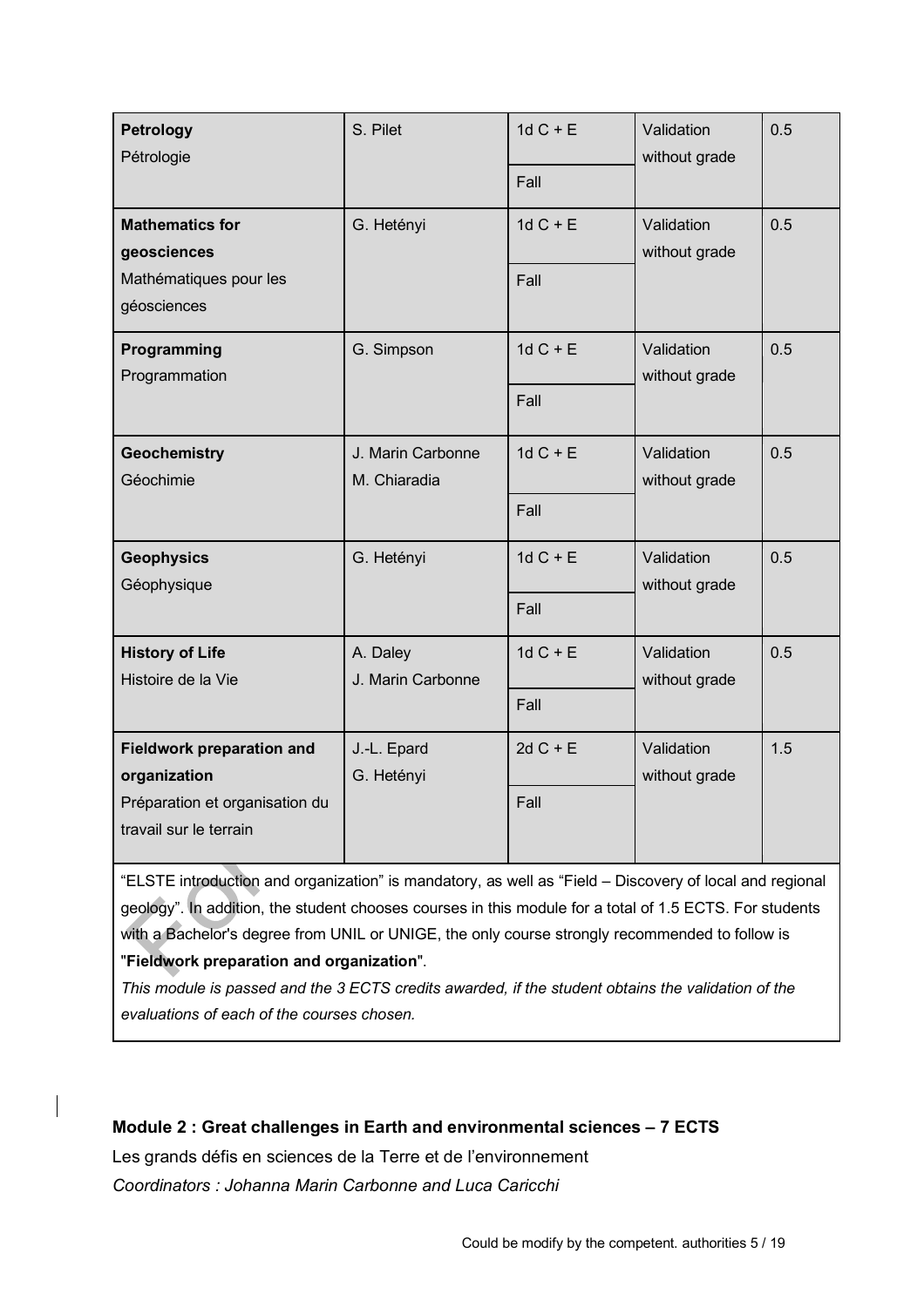| | | | | |
|---|---|---|---|---|
| **Petrology**<br>Pétrologie | S. Pilet | 1d C + E<br>Fall | Validation without grade | 0.5 |
| **Mathematics for geosciences**<br>Mathématiques pour les géosciences | G. Hetényi | 1d C + E<br>Fall | Validation without grade | 0.5 |
| **Programming**<br>Programmation | G. Simpson | 1d C + E<br>Fall | Validation without grade | 0.5 |
| **Geochemistry**<br>Géochimie | J. Marin Carbonne<br>M. Chiaradia | 1d C + E<br>Fall | Validation without grade | 0.5 |
| **Geophysics**<br>Géophysique | G. Hetényi | 1d C + E<br>Fall | Validation without grade | 0.5 |
| **History of Life**<br>Histoire de la Vie | A. Daley<br>J. Marin Carbonne | 1d C + E<br>Fall | Validation without grade | 0.5 |
| **Fieldwork preparation and organization**<br>Préparation et organisation du travail sur le terrain | J.-L. Epard<br>G. Hetényi | 2d C + E<br>Fall | Validation without grade | 1.5 |

"ELSTE introduction and organization" is mandatory, as well as "Field – Discovery of local and regional geology". In addition, the student chooses courses in this module for a total of 1.5 ECTS. For students with a Bachelor's degree from UNIL or UNIGE, the only course strongly recommended to follow is "**Fieldwork preparation and organization**".

*This module is passed and the 3 ECTS credits awarded, if the student obtains the validation of the evaluations of each of the courses chosen.*

**Module 2 : Great challenges in Earth and environmental sciences – 7 ECTS**

Les grands défis en sciences de la Terre et de l'environnement

*Coordinators : Johanna Marin Carbonne and Luca Caricchi*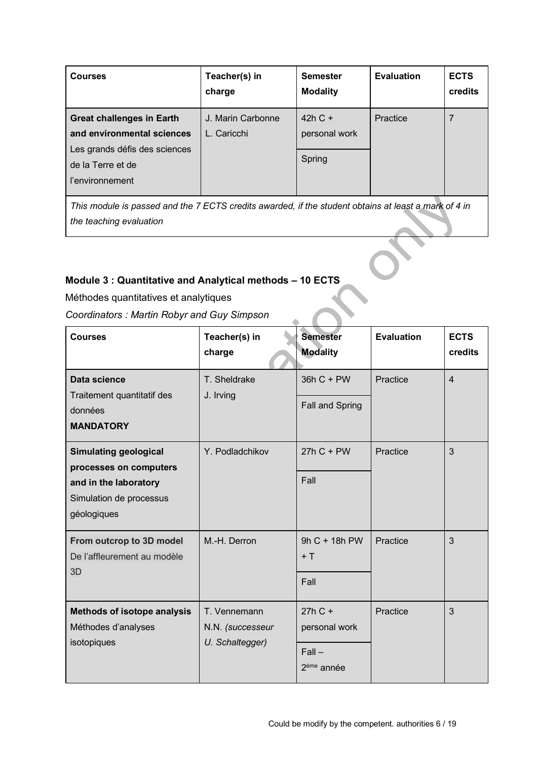| Courses | Teacher(s) in charge | Semester Modality | Evaluation | ECTS credits |
|---|---|---|---|---|
| **Great challenges in Earth and environmental sciences** Les grands défis des sciences de la Terre et de l'environnement | J. Marin Carbonne L. Caricchi | 42h C + personal work<br>Spring | Practice | 7 |
| *This module is passed and the 7 ECTS credits awarded, if the student obtains at least a mark of 4 in the teaching evaluation* | | | | |

**Module 3 : Quantitative and Analytical methods – 10 ECTS**

Méthodes quantitatives et analytiques

*Coordinators : Martin Robyr and Guy Simpson*

| Courses | Teacher(s) in charge | Semester Modality | Evaluation | ECTS credits |
|---|---|---|---|---|
| **Data science** Traitement quantitatif des données **MANDATORY** | T. Sheldrake J. Irving | 36h C + PW<br>Fall and Spring | Practice | 4 |
| **Simulating geological processes on computers and in the laboratory** Simulation de processus géologiques | Y. Podladchikov | 27h C + PW<br>Fall | Practice | 3 |
| **From outcrop to 3D model** De l'affleurement au modèle 3D | M.-H. Derron | 9h C + 18h PW + T<br>Fall | Practice | 3 |
| **Methods of isotope analysis** Méthodes d'analyses isotopiques | T. Vennemann N.N. *(successeur U. Schaltegger)* | 27h C + personal work<br>Fall – 2ème année | Practice | 3 |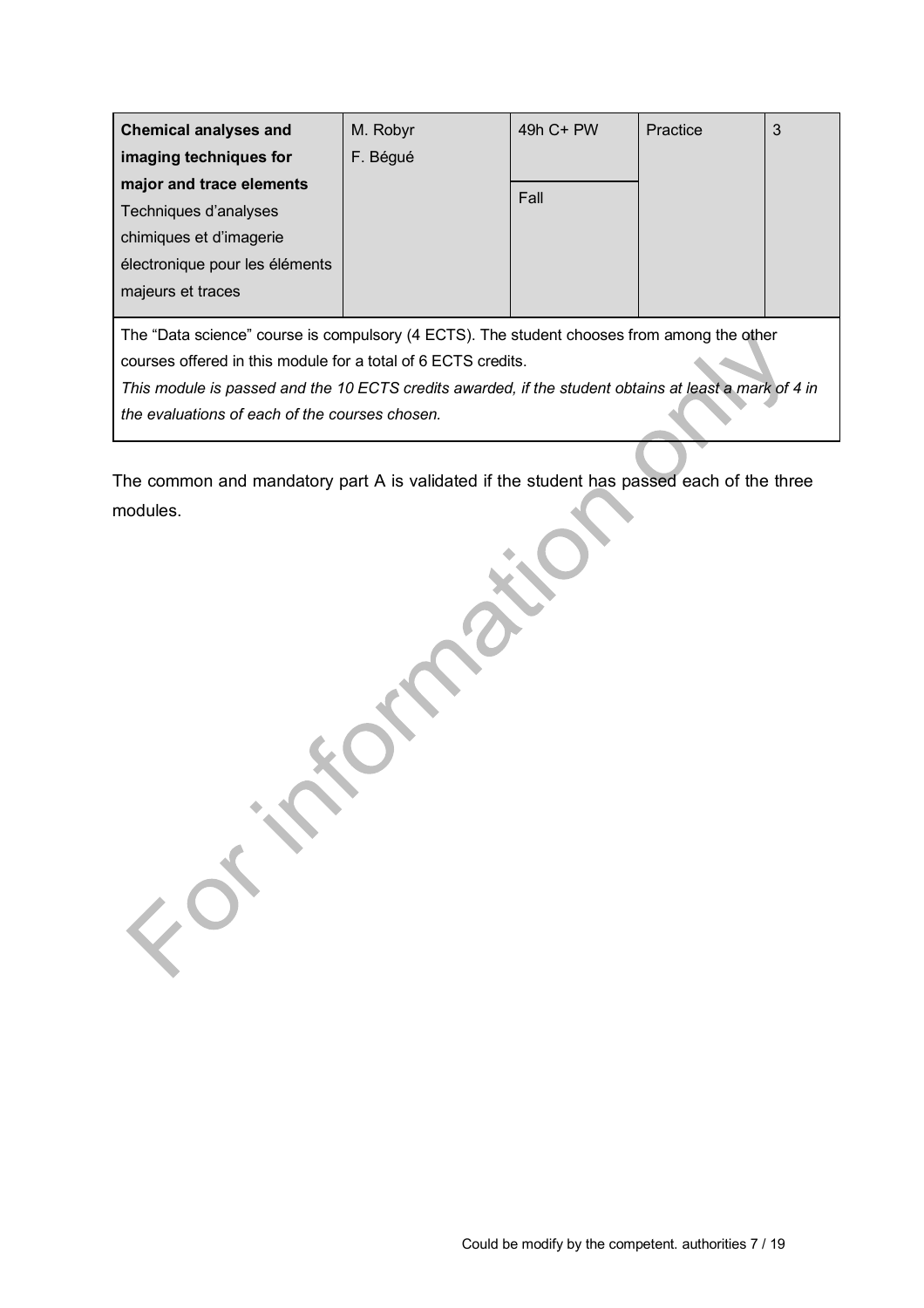| | | | | |
|---|---|---|---|---|
| **Chemical analyses and imaging techniques for major and trace elements** Techniques d'analyses chimiques et d'imagerie électronique pour les éléments majeurs et traces | M. Robyr F. Bégué | 49h C+ PW<br>Fall | Practice | 3 |
| The "Data science" course is compulsory (4 ECTS). The student chooses from among the other courses offered in this module for a total of 6 ECTS credits. *This module is passed and the 10 ECTS credits awarded, if the student obtains at least a mark of 4 in the evaluations of each of the courses chosen.* | | | | |

The common and mandatory part A is validated if the student has passed each of the three modules.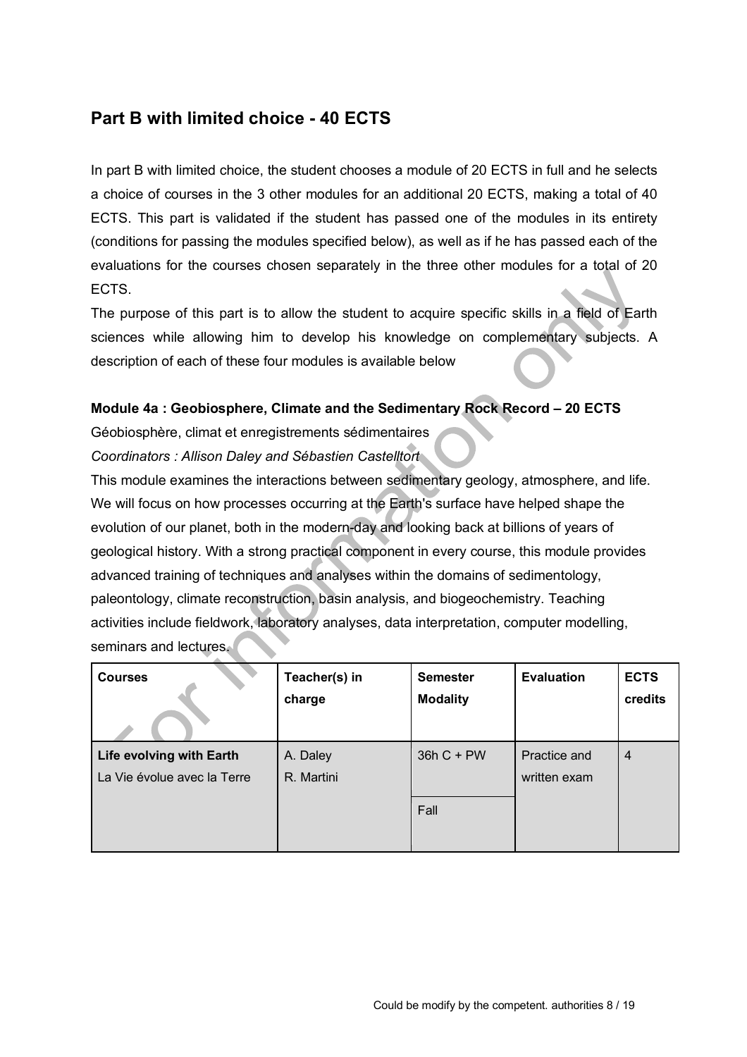## Part B with limited choice - 40 ECTS

In part B with limited choice, the student chooses a module of 20 ECTS in full and he selects a choice of courses in the 3 other modules for an additional 20 ECTS, making a total of 40 ECTS. This part is validated if the student has passed one of the modules in its entirety (conditions for passing the modules specified below), as well as if he has passed each of the evaluations for the courses chosen separately in the three other modules for a total of 20 ECTS.

The purpose of this part is to allow the student to acquire specific skills in a field of Earth sciences while allowing him to develop his knowledge on complementary subjects. A description of each of these four modules is available below

**Module 4a : Geobiosphere, Climate and the Sedimentary Rock Record – 20 ECTS**

Géobiosphère, climat et enregistrements sédimentaires

*Coordinators : Allison Daley and Sébastien Castelltort*

This module examines the interactions between sedimentary geology, atmosphere, and life. We will focus on how processes occurring at the Earth's surface have helped shape the evolution of our planet, both in the modern-day and looking back at billions of years of geological history. With a strong practical component in every course, this module provides advanced training of techniques and analyses within the domains of sedimentology, paleontology, climate reconstruction, basin analysis, and biogeochemistry. Teaching activities include fieldwork, laboratory analyses, data interpretation, computer modelling, seminars and lectures.

| Courses | Teacher(s) in charge | Semester Modality | Evaluation | ECTS credits |
|---|---|---|---|---|
| **Life evolving with Earth** La Vie évolue avec la Terre | A. Daley R. Martini | 36h C + PW Fall | Practice and written exam | 4 |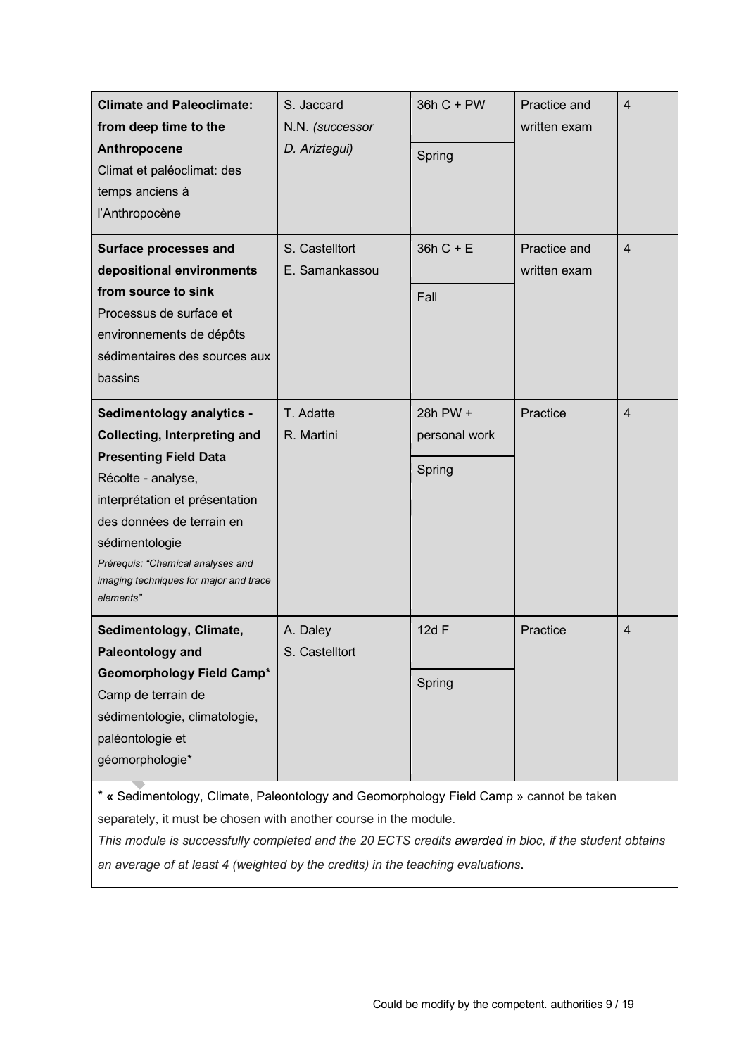| | | | | |
|---|---|---|---|---|
| **Climate and Paleoclimate: from deep time to the Anthropocene**<br>Climat et paléoclimat: des temps anciens à l'Anthropocène | S. Jaccard<br>N.N. *(successor D. Ariztegui)* | 36h C + PW<br><br>Spring | Practice and written exam | 4 |
| **Surface processes and depositional environments from source to sink**<br>Processus de surface et environnements de dépôts sédimentaires des sources aux bassins | S. Castelltort<br>E. Samankassou | 36h C + E<br><br>Fall | Practice and written exam | 4 |
| **Sedimentology analytics - Collecting, Interpreting and Presenting Field Data**<br>Récolte - analyse, interprétation et présentation des données de terrain en sédimentologie<br>*Prérequis: "Chemical analyses and imaging techniques for major and trace elements"* | T. Adatte<br>R. Martini | 28h PW + personal work<br><br>Spring | Practice | 4 |
| **Sedimentology, Climate, Paleontology and Geomorphology Field Camp***<br>Camp de terrain de sédimentologie, climatologie, paléontologie et géomorphologie* | A. Daley<br>S. Castelltort | 12d F<br><br>Spring | Practice | 4 |

* « Sedimentology, Climate, Paleontology and Geomorphology Field Camp » cannot be taken separately, it must be chosen with another course in the module.

*This module is successfully completed and the 20 ECTS credits awarded in bloc, if the student obtains an average of at least 4 (weighted by the credits) in the teaching evaluations.*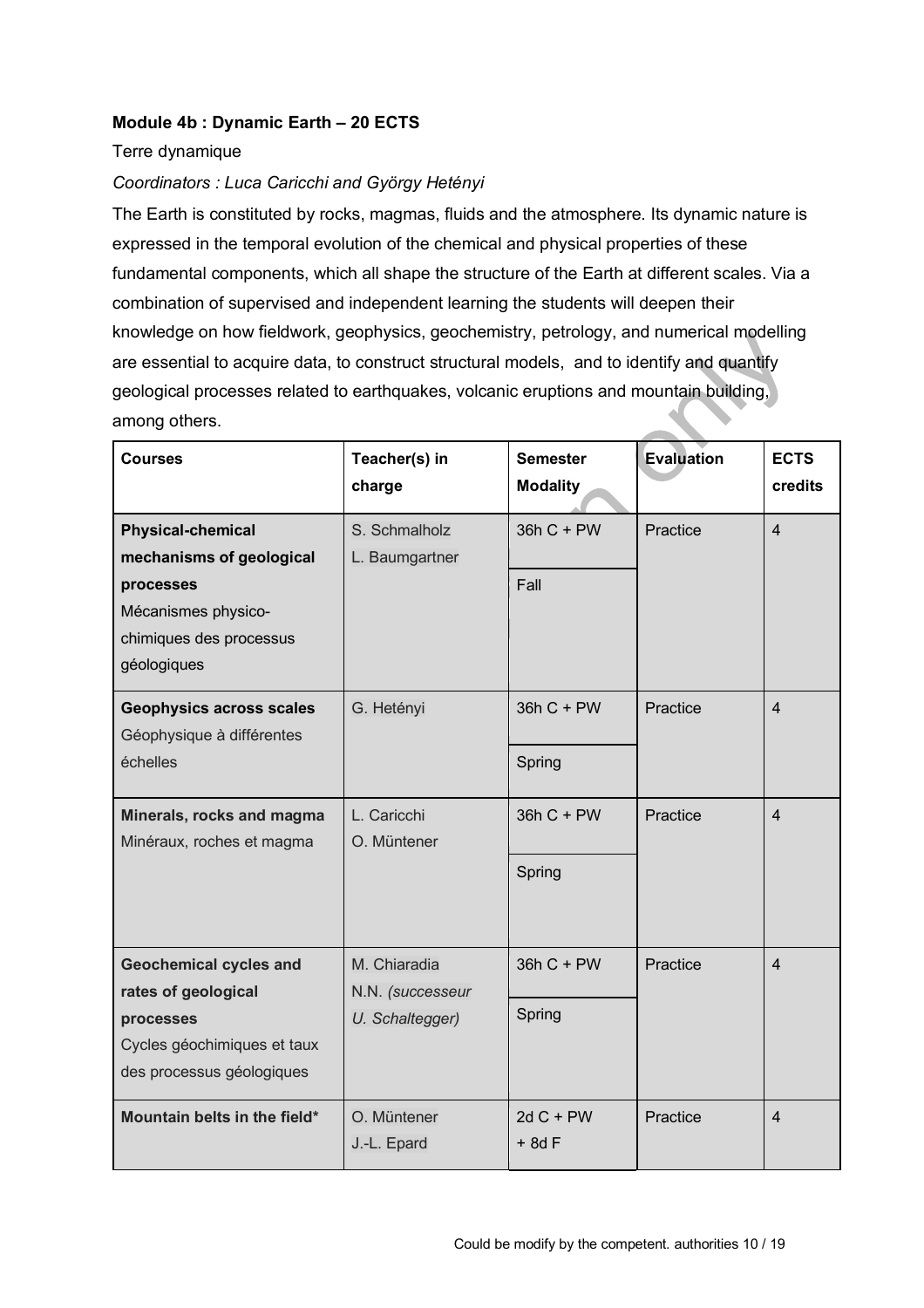**Module 4b : Dynamic Earth – 20 ECTS**

Terre dynamique

*Coordinators : Luca Caricchi and György Hetényi*

The Earth is constituted by rocks, magmas, fluids and the atmosphere. Its dynamic nature is expressed in the temporal evolution of the chemical and physical properties of these fundamental components, which all shape the structure of the Earth at different scales. Via a combination of supervised and independent learning the students will deepen their knowledge on how fieldwork, geophysics, geochemistry, petrology, and numerical modelling are essential to acquire data, to construct structural models, and to identify and quantify geological processes related to earthquakes, volcanic eruptions and mountain building, among others.

| Courses | Teacher(s) in charge | Semester Modality | Evaluation | ECTS credits |
|---|---|---|---|---|
| **Physical-chemical mechanisms of geological processes** Mécanismes physico-chimiques des processus géologiques | S. Schmalholz L. Baumgartner | 36h C + PW Fall | Practice | 4 |
| **Geophysics across scales** Géophysique à différentes échelles | G. Hetényi | 36h C + PW Spring | Practice | 4 |
| **Minerals, rocks and magma** Minéraux, roches et magma | L. Caricchi O. Müntener | 36h C + PW Spring | Practice | 4 |
| **Geochemical cycles and rates of geological processes** Cycles géochimiques et taux des processus géologiques | M. Chiaradia N.N. *(successeur U. Schaltegger)* | 36h C + PW Spring | Practice | 4 |
| **Mountain belts in the field*** | O. Müntener J.-L. Epard | 2d C + PW + 8d F | Practice | 4 |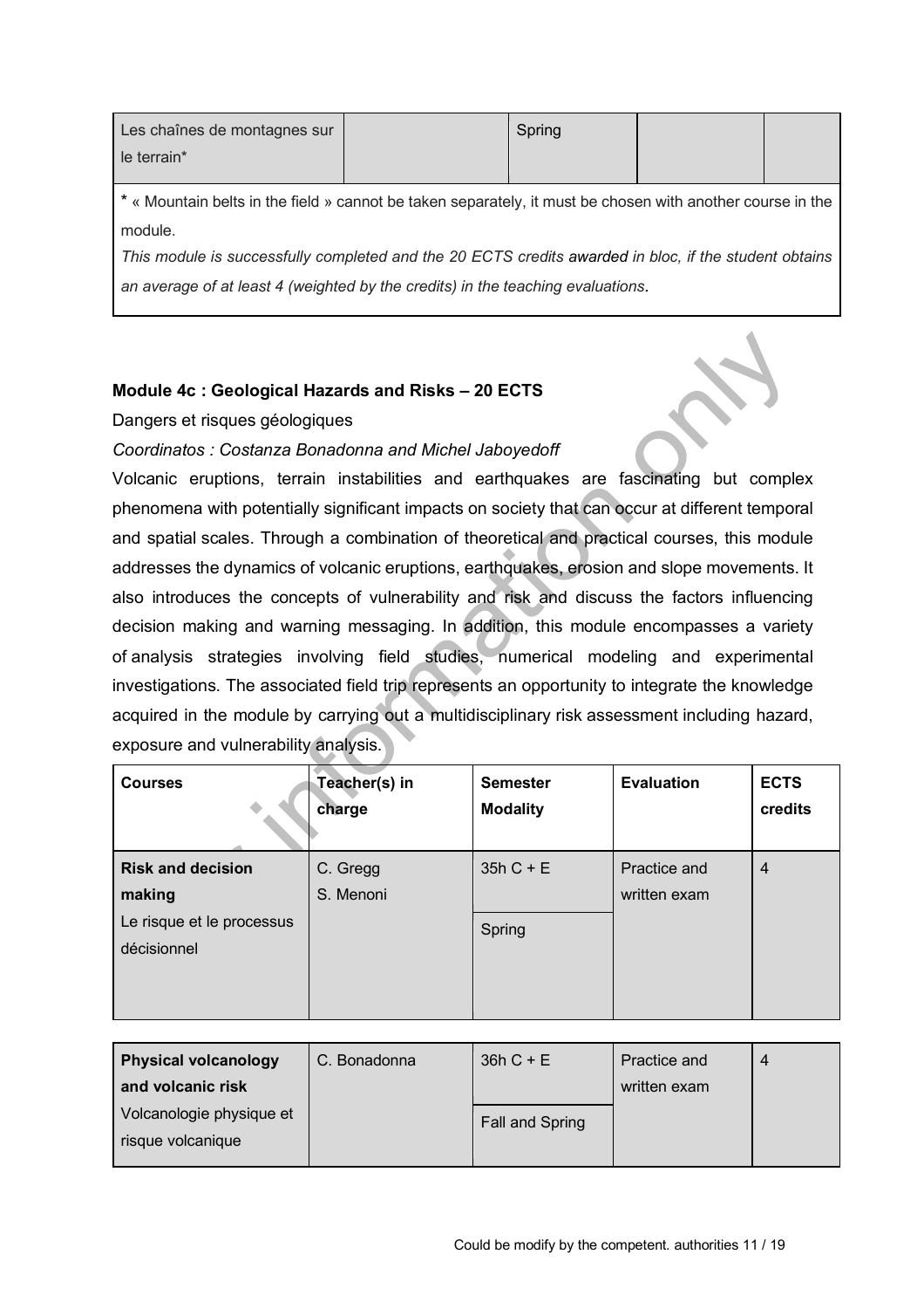| | | | | |
|---|---|---|---|---|
| Les chaînes de montagnes sur le terrain* | | Spring | | |

* « Mountain belts in the field » cannot be taken separately, it must be chosen with another course in the module.

*This module is successfully completed and the 20 ECTS credits awarded in bloc, if the student obtains an average of at least 4 (weighted by the credits) in the teaching evaluations.*

**Module 4c : Geological Hazards and Risks – 20 ECTS**

Dangers et risques géologiques

*Coordinatos : Costanza Bonadonna and Michel Jaboyedoff*

Volcanic eruptions, terrain instabilities and earthquakes are fascinating but complex phenomena with potentially significant impacts on society that can occur at different temporal and spatial scales. Through a combination of theoretical and practical courses, this module addresses the dynamics of volcanic eruptions, earthquakes, erosion and slope movements. It also introduces the concepts of vulnerability and risk and discuss the factors influencing decision making and warning messaging. In addition, this module encompasses a variety of analysis strategies involving field studies, numerical modeling and experimental investigations. The associated field trip represents an opportunity to integrate the knowledge acquired in the module by carrying out a multidisciplinary risk assessment including hazard, exposure and vulnerability analysis.

| Courses | Teacher(s) in charge | Semester Modality | Evaluation | ECTS credits |
|---|---|---|---|---|
| **Risk and decision making** Le risque et le processus décisionnel | C. Gregg S. Menoni | 35h C + E / Spring | Practice and written exam | 4 |
| **Physical volcanology and volcanic risk** Volcanologie physique et risque volcanique | C. Bonadonna | 36h C + E / Fall and Spring | Practice and written exam | 4 |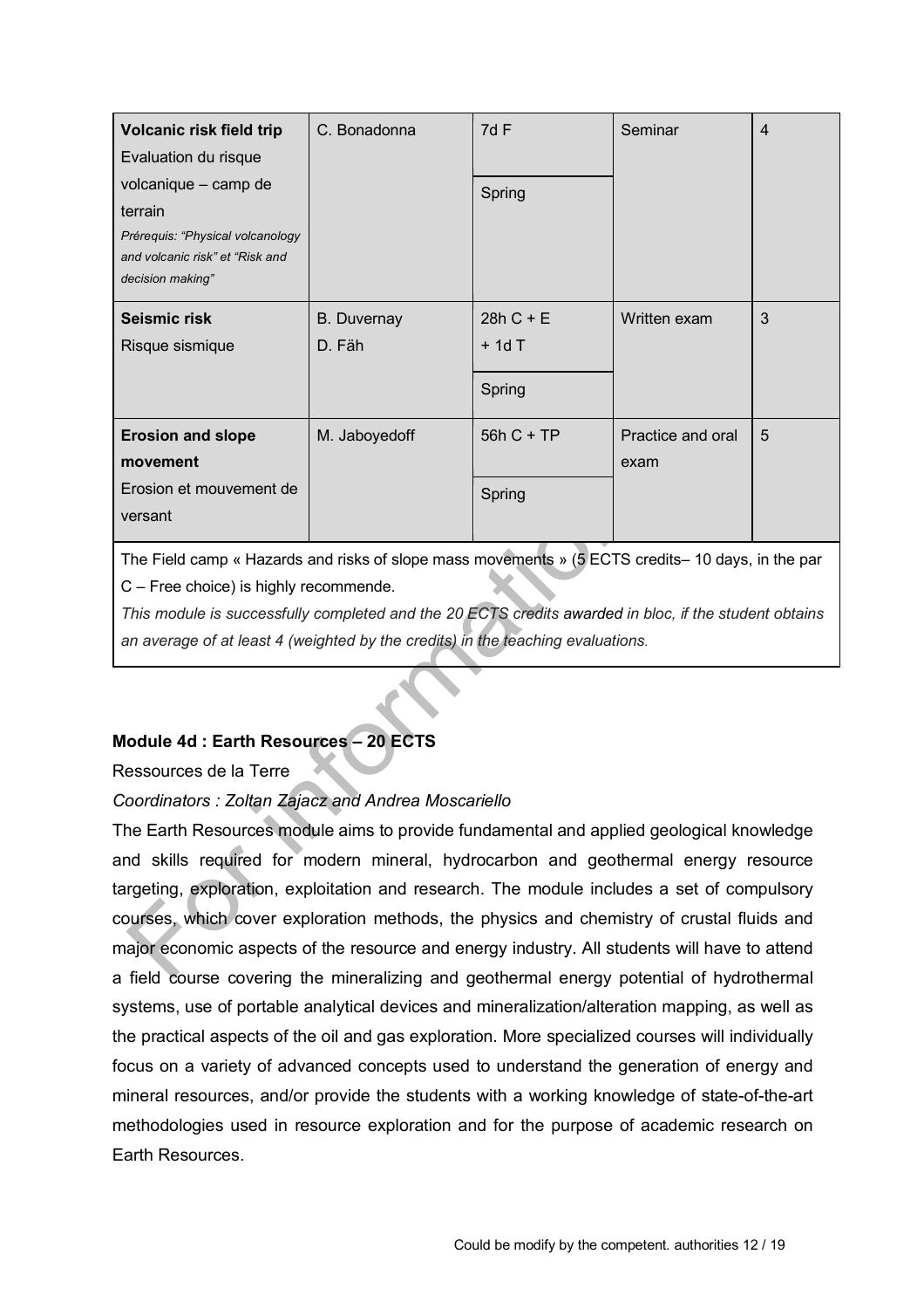| **Volcanic risk field trip** Evaluation du risque volcanique – camp de terrain *Prérequis: "Physical volcanology and volcanic risk" et "Risk and decision making"* | C. Bonadonna | 7d F<br>Spring | Seminar | 4 |
|---|---|---|---|---|
| **Seismic risk** Risque sismique | B. Duvernay<br>D. Fäh | 28h C + E + 1d T<br>Spring | Written exam | 3 |
| **Erosion and slope movement** Erosion et mouvement de versant | M. Jaboyedoff | 56h C + TP<br>Spring | Practice and oral exam | 5 |

The Field camp « Hazards and risks of slope mass movements » (5 ECTS credits– 10 days, in the par C – Free choice) is highly recommende.

*This module is successfully completed and the 20 ECTS credits awarded in bloc, if the student obtains an average of at least 4 (weighted by the credits) in the teaching evaluations.*

## Module 4d : Earth Resources – 20 ECTS

Ressources de la Terre

*Coordinators : Zoltan Zajacz and Andrea Moscariello*

The Earth Resources module aims to provide fundamental and applied geological knowledge and skills required for modern mineral, hydrocarbon and geothermal energy resource targeting, exploration, exploitation and research. The module includes a set of compulsory courses, which cover exploration methods, the physics and chemistry of crustal fluids and major economic aspects of the resource and energy industry. All students will have to attend a field course covering the mineralizing and geothermal energy potential of hydrothermal systems, use of portable analytical devices and mineralization/alteration mapping, as well as the practical aspects of the oil and gas exploration. More specialized courses will individually focus on a variety of advanced concepts used to understand the generation of energy and mineral resources, and/or provide the students with a working knowledge of state-of-the-art methodologies used in resource exploration and for the purpose of academic research on Earth Resources.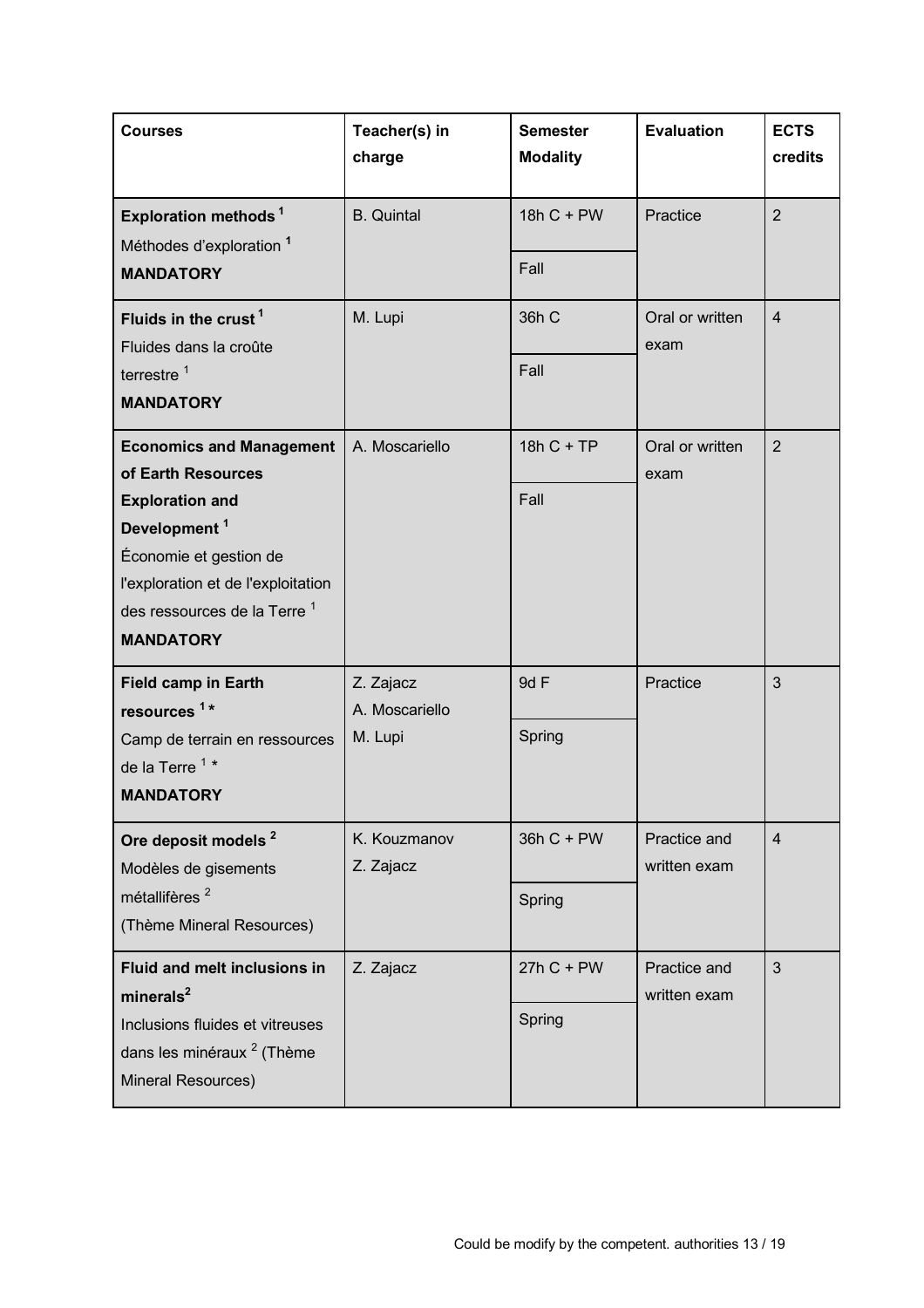| Courses | Teacher(s) in charge | Semester Modality | Evaluation | ECTS credits |
|---|---|---|---|---|
| **Exploration methods** [1]<br>Méthodes d'exploration [1]<br>**MANDATORY** | B. Quintal | 18h C + PW<br>Fall | Practice | 2 |
| **Fluids in the crust** [1]<br>Fluides dans la croûte terrestre [1]<br>**MANDATORY** | M. Lupi | 36h C<br>Fall | Oral or written exam | 4 |
| **Economics and Management of Earth Resources Exploration and Development** [1]<br>Économie et gestion de l'exploration et de l'exploitation des ressources de la Terre [1]<br>**MANDATORY** | A. Moscariello | 18h C + TP<br>Fall | Oral or written exam | 2 |
| **Field camp in Earth resources** [1] *<br>Camp de terrain en ressources de la Terre [1] *<br>**MANDATORY** | Z. Zajacz<br>A. Moscariello<br>M. Lupi | 9d F<br>Spring | Practice | 3 |
| **Ore deposit models** [2]<br>Modèles de gisements métallifères [2]<br>(Thème Mineral Resources) | K. Kouzmanov<br>Z. Zajacz | 36h C + PW<br>Spring | Practice and written exam | 4 |
| **Fluid and melt inclusions in minerals**[2]<br>Inclusions fluides et vitreuses dans les minéraux [2] (Thème Mineral Resources) | Z. Zajacz | 27h C + PW<br>Spring | Practice and written exam | 3 |

Could be modify by the competent. authorities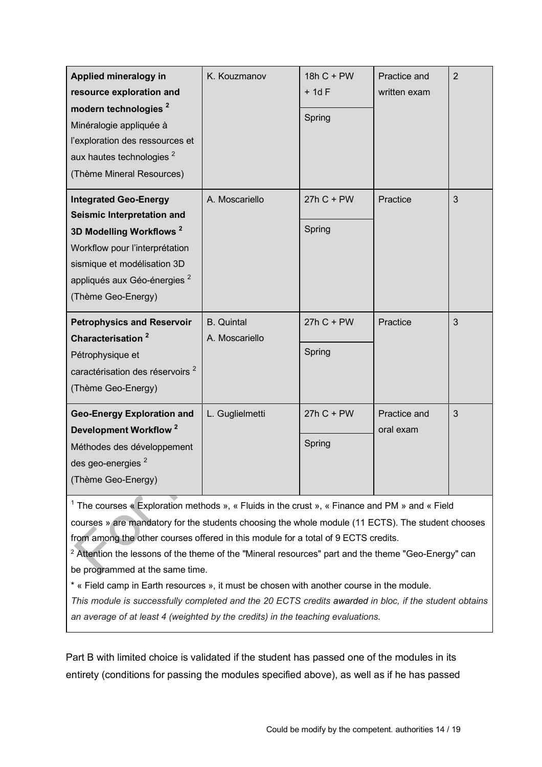| **Applied mineralogy in resource exploration and modern technologies** [2] Minéralogie appliquée à l'exploration des ressources et aux hautes technologies [2] (Thème Mineral Resources) | K. Kouzmanov | 18h C + PW + 1d F<br>Spring | Practice and written exam | 2 |
|---|---|---|---|---|
| **Integrated Geo-Energy Seismic Interpretation and 3D Modelling Workflows** [2] Workflow pour l'interprétation sismique et modélisation 3D appliqués aux Géo-énergies [2] (Thème Geo-Energy) | A. Moscariello | 27h C + PW<br>Spring | Practice | 3 |
| **Petrophysics and Reservoir Characterisation** [2] Pétrophysique et caractérisation des réservoirs [2] (Thème Geo-Energy) | B. Quintal<br>A. Moscariello | 27h C + PW<br>Spring | Practice | 3 |
| **Geo-Energy Exploration and Development Workflow** [2] Méthodes des développement des geo-energies [2] (Thème Geo-Energy) | L. Guglielmetti | 27h C + PW<br>Spring | Practice and oral exam | 3 |

[1] The courses « Exploration methods », « Fluids in the crust », « Finance and PM » and « Field courses » are mandatory for the students choosing the whole module (11 ECTS). The student chooses from among the other courses offered in this module for a total of 9 ECTS credits.

[2] Attention the lessons of the theme of the "Mineral resources" part and the theme "Geo-Energy" can be programmed at the same time.

* « Field camp in Earth resources », it must be chosen with another course in the module.

*This module is successfully completed and the 20 ECTS credits awarded in bloc, if the student obtains an average of at least 4 (weighted by the credits) in the teaching evaluations.*

Part B with limited choice is validated if the student has passed one of the modules in its entirety (conditions for passing the modules specified above), as well as if he has passed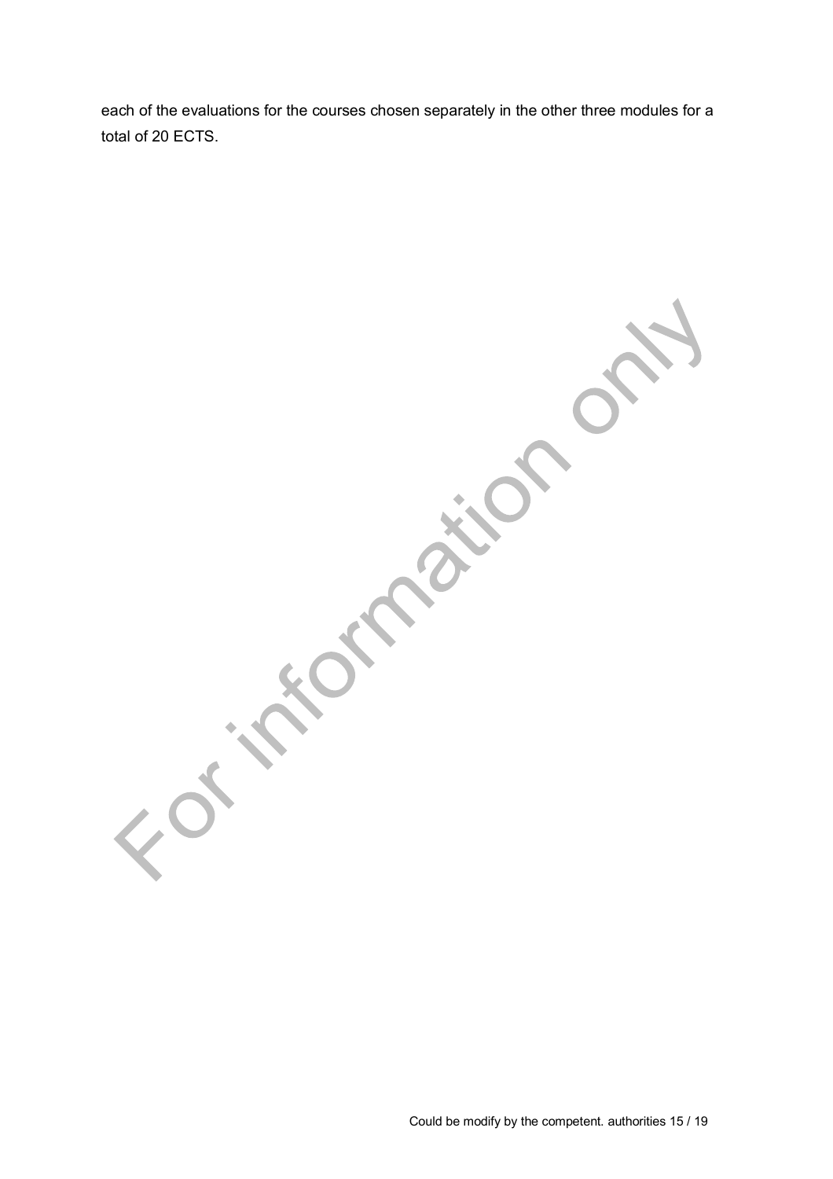each of the evaluations for the courses chosen separately in the other three modules for a total of 20 ECTS.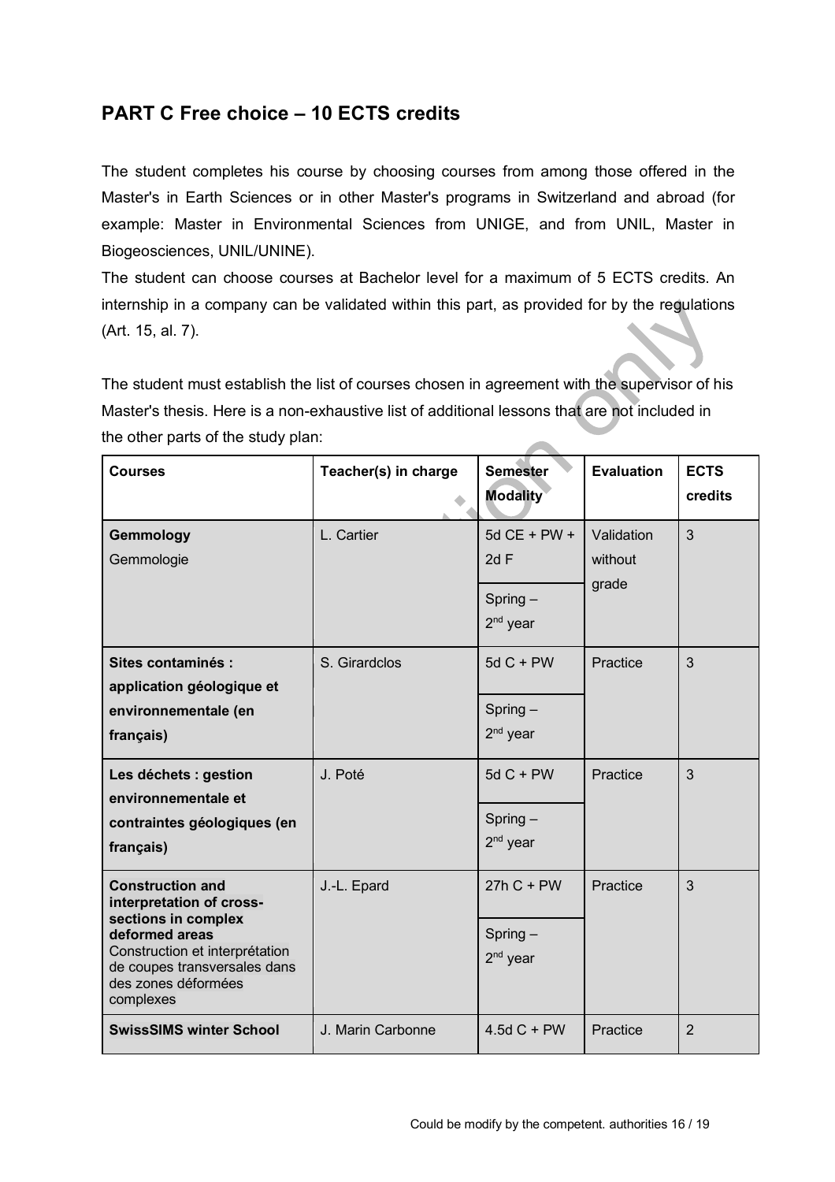## PART C Free choice – 10 ECTS credits

The student completes his course by choosing courses from among those offered in the Master's in Earth Sciences or in other Master's programs in Switzerland and abroad (for example: Master in Environmental Sciences from UNIGE, and from UNIL, Master in Biogeosciences, UNIL/UNINE).

The student can choose courses at Bachelor level for a maximum of 5 ECTS credits. An internship in a company can be validated within this part, as provided for by the regulations (Art. 15, al. 7).

The student must establish the list of courses chosen in agreement with the supervisor of his Master's thesis. Here is a non-exhaustive list of additional lessons that are not included in the other parts of the study plan:

| Courses | Teacher(s) in charge | Semester Modality | Evaluation | ECTS credits |
|---|---|---|---|---|
| **Gemmology** Gemmologie | L. Cartier | 5d CE + PW + 2d F | Validation without grade | 3 |
| | | Spring – 2nd year | | |
| **Sites contaminés : application géologique et environnementale (en français)** | S. Girardclos | 5d C + PW | Practice | 3 |
| | | Spring – 2nd year | | |
| **Les déchets : gestion environnementale et contraintes géologiques (en français)** | J. Poté | 5d C + PW | Practice | 3 |
| | | Spring – 2nd year | | |
| **Construction and interpretation of cross-sections in complex deformed areas** Construction et interprétation de coupes transversales dans des zones déformées complexes | J.-L. Epard | 27h C + PW | Practice | 3 |
| | | Spring – 2nd year | | |
| **SwissSIMS winter School** | J. Marin Carbonne | 4.5d C + PW | Practice | 2 |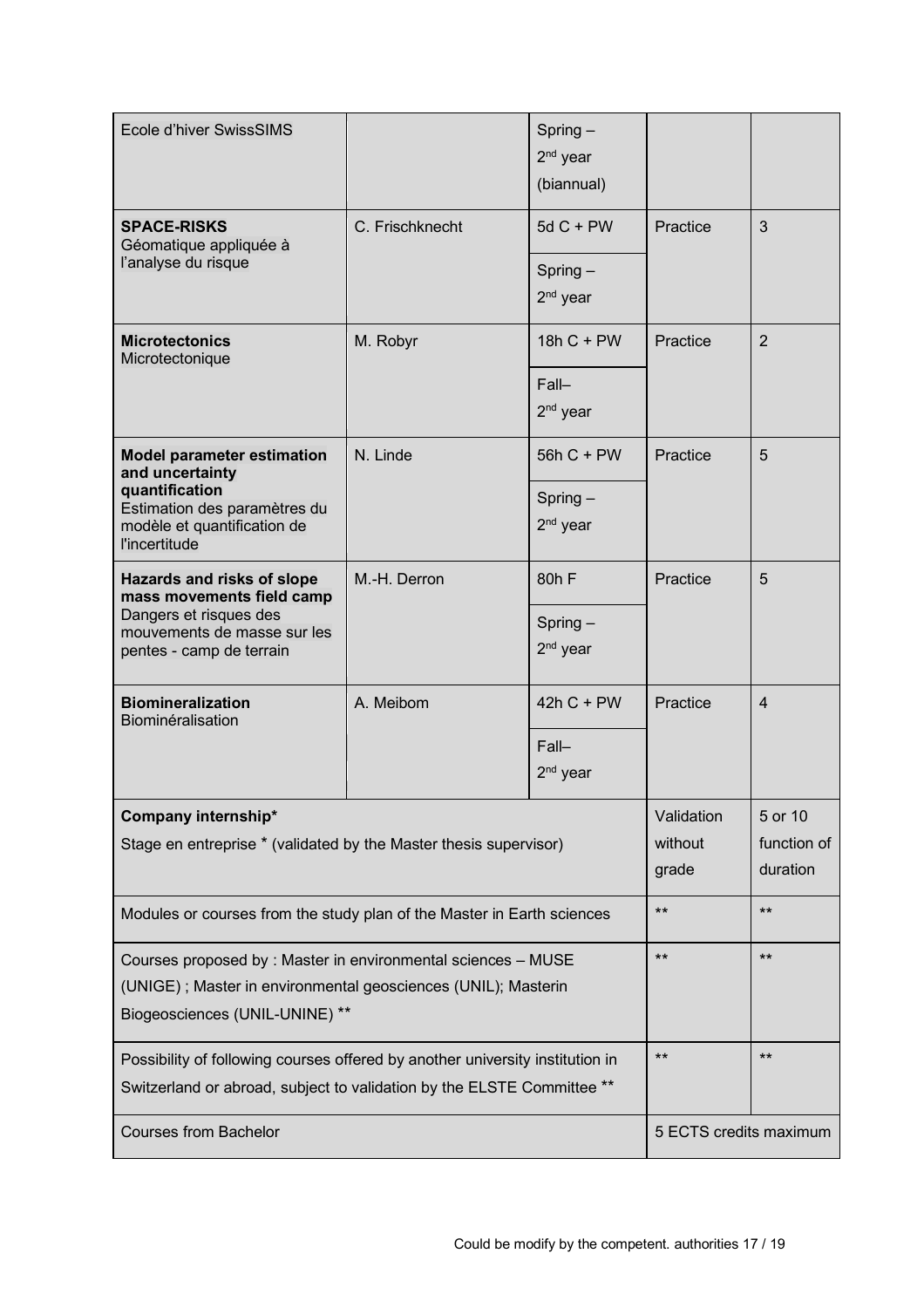| | | | | |
|---|---|---|---|---|
| Ecole d'hiver SwissSIMS | | Spring – 2nd year (biannual) | | |
| **SPACE-RISKS** Géomatique appliquée à l'analyse du risque | C. Frischknecht | 5d C + PW<br>Spring – 2nd year | Practice | 3 |
| **Microtectonics** Microtectonique | M. Robyr | 18h C + PW<br>Fall– 2nd year | Practice | 2 |
| **Model parameter estimation and uncertainty quantification** Estimation des paramètres du modèle et quantification de l'incertitude | N. Linde | 56h C + PW<br>Spring – 2nd year | Practice | 5 |
| **Hazards and risks of slope mass movements field camp** Dangers et risques des mouvements de masse sur les pentes - camp de terrain | M.-H. Derron | 80h F<br>Spring – 2nd year | Practice | 5 |
| **Biomineralization** Biominéralisation | A. Meibom | 42h C + PW<br>Fall– 2nd year | Practice | 4 |
| **Company internship*** Stage en entreprise * (validated by the Master thesis supervisor) | | | Validation without grade | 5 or 10 function of duration |
| Modules or courses from the study plan of the Master in Earth sciences | | | ** | ** |
| Courses proposed by : Master in environmental sciences – MUSE (UNIGE) ; Master in environmental geosciences (UNIL); Masterin Biogeosciences (UNIL-UNINE) ** | | | ** | ** |
| Possibility of following courses offered by another university institution in Switzerland or abroad, subject to validation by the ELSTE Committee ** | | | ** | ** |
| Courses from Bachelor | | | 5 ECTS credits maximum | |

Could be modify by the competent. authorities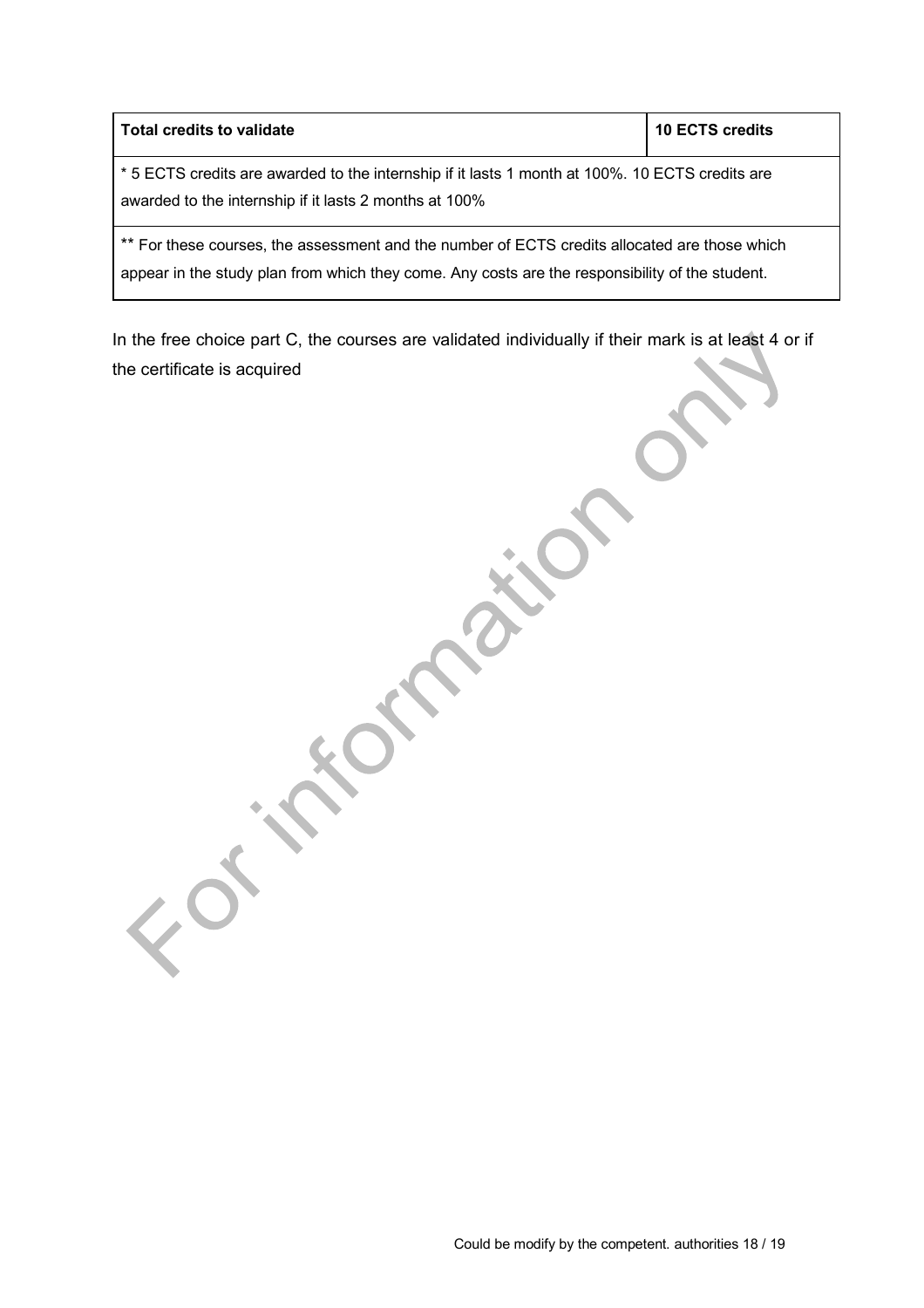| | |
|---|---|
| **Total credits to validate** | **10 ECTS credits** |
| * 5 ECTS credits are awarded to the internship if it lasts 1 month at 100%. 10 ECTS credits are awarded to the internship if it lasts 2 months at 100% | |
| ** For these courses, the assessment and the number of ECTS credits allocated are those which appear in the study plan from which they come. Any costs are the responsibility of the student. | |

In the free choice part C, the courses are validated individually if their mark is at least 4 or if the certificate is acquired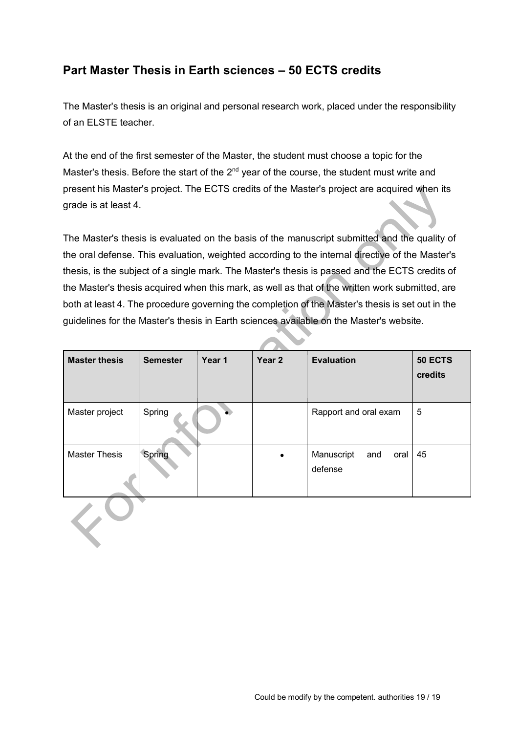## Part Master Thesis in Earth sciences – 50 ECTS credits

The Master's thesis is an original and personal research work, placed under the responsibility of an ELSTE teacher.

At the end of the first semester of the Master, the student must choose a topic for the Master's thesis. Before the start of the 2nd year of the course, the student must write and present his Master's project. The ECTS credits of the Master's project are acquired when its grade is at least 4.

The Master's thesis is evaluated on the basis of the manuscript submitted and the quality of the oral defense. This evaluation, weighted according to the internal directive of the Master's thesis, is the subject of a single mark. The Master's thesis is passed and the ECTS credits of the Master's thesis acquired when this mark, as well as that of the written work submitted, are both at least 4. The procedure governing the completion of the Master's thesis is set out in the guidelines for the Master's thesis in Earth sciences available on the Master's website.

| **Master thesis** | **Semester** | **Year 1** | **Year 2** | **Evaluation** | **50 ECTS credits** |
|---|---|---|---|---|---|
| Master project | Spring | • | | Rapport and oral exam | 5 |
| Master Thesis | Spring | | • | Manuscript and oral defense | 45 |